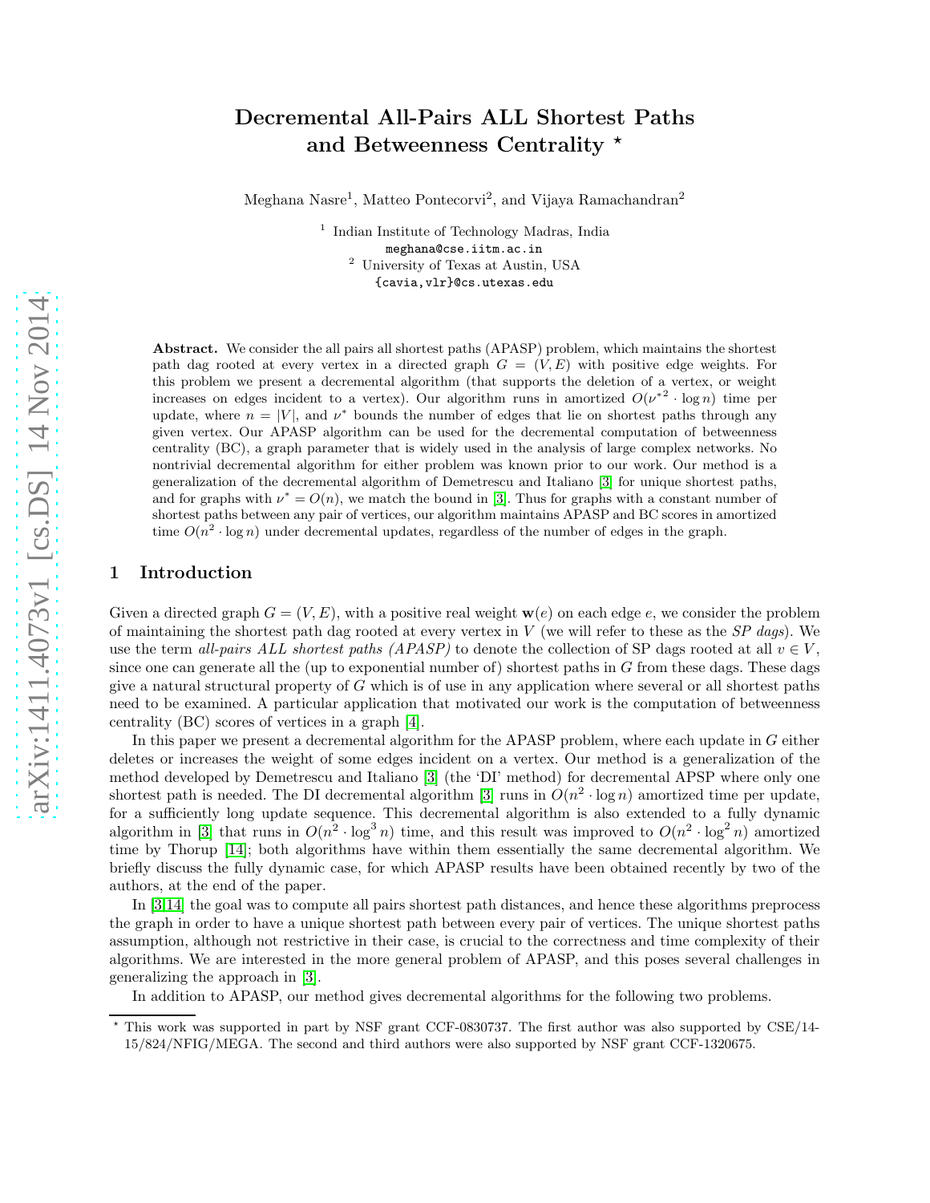# Decremental All-Pairs ALL Shortest Paths and Betweenness Centrality *

Meghana Nasre[1], Matteo Pontecorvi[2], and Vijaya Ramachandran[2]

[1] Indian Institute of Technology Madras, India
meghana@cse.iitm.ac.in
[2] University of Texas at Austin, USA
{cavia,vlr}@cs.utexas.edu

**Abstract.** We consider the all pairs all shortest paths (APASP) problem, which maintains the shortest path dag rooted at every vertex in a directed graph $G = (V, E)$ with positive edge weights. For this problem we present a decremental algorithm (that supports the deletion of a vertex, or weight increases on edges incident to a vertex). Our algorithm runs in amortized $O(\nu^{*2} \cdot \log n)$ time per update, where $n = |V|$, and $\nu^*$ bounds the number of edges that lie on shortest paths through any given vertex. Our APASP algorithm can be used for the decremental computation of betweenness centrality (BC), a graph parameter that is widely used in the analysis of large complex networks. No nontrivial decremental algorithm for either problem was known prior to our work. Our method is a generalization of the decremental algorithm of Demetrescu and Italiano [3] for unique shortest paths, and for graphs with $\nu^* = O(n)$, we match the bound in [3]. Thus for graphs with a constant number of shortest paths between any pair of vertices, our algorithm maintains APASP and BC scores in amortized time $O(n^2 \cdot \log n)$ under decremental updates, regardless of the number of edges in the graph.

## 1 Introduction

Given a directed graph $G = (V, E)$, with a positive real weight $\mathbf{w}(e)$ on each edge $e$, we consider the problem of maintaining the shortest path dag rooted at every vertex in $V$ (we will refer to these as the *SP dags*). We use the term *all-pairs ALL shortest paths (APASP)* to denote the collection of SP dags rooted at all $v \in V$, since one can generate all the (up to exponential number of) shortest paths in $G$ from these dags. These dags give a natural structural property of $G$ which is of use in any application where several or all shortest paths need to be examined. A particular application that motivated our work is the computation of betweenness centrality (BC) scores of vertices in a graph [4].

In this paper we present a decremental algorithm for the APASP problem, where each update in $G$ either deletes or increases the weight of some edges incident on a vertex. Our method is a generalization of the method developed by Demetrescu and Italiano [3] (the 'DI' method) for decremental APSP where only one shortest path is needed. The DI decremental algorithm [3] runs in $O(n^2 \cdot \log n)$ amortized time per update, for a sufficiently long update sequence. This decremental algorithm is also extended to a fully dynamic algorithm in [3] that runs in $O(n^2 \cdot \log^3 n)$ time, and this result was improved to $O(n^2 \cdot \log^2 n)$ amortized time by Thorup [14]; both algorithms have within them essentially the same decremental algorithm. We briefly discuss the fully dynamic case, for which APASP results have been obtained recently by two of the authors, at the end of the paper.

In [3,14] the goal was to compute all pairs shortest path distances, and hence these algorithms preprocess the graph in order to have a unique shortest path between every pair of vertices. The unique shortest paths assumption, although not restrictive in their case, is crucial to the correctness and time complexity of their algorithms. We are interested in the more general problem of APASP, and this poses several challenges in generalizing the approach in [3].

In addition to APASP, our method gives decremental algorithms for the following two problems.

* This work was supported in part by NSF grant CCF-0830737. The first author was also supported by CSE/14-15/824/NFIG/MEGA. The second and third authors were also supported by NSF grant CCF-1320675.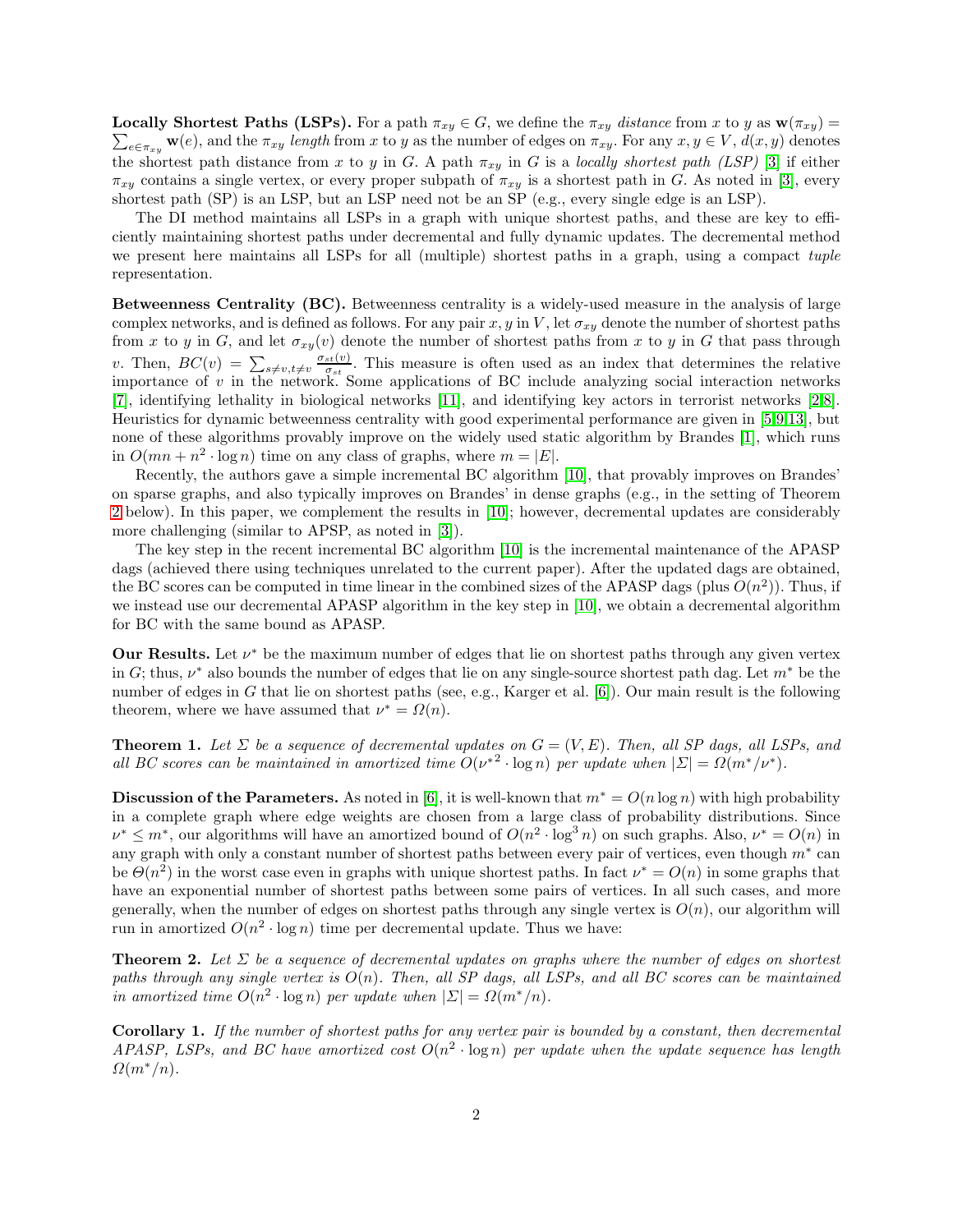**Locally Shortest Paths (LSPs).** For a path $\pi_{xy} \in G$, we define the $\pi_{xy}$ *distance* from $x$ to $y$ as $\mathbf{w}(\pi_{xy}) = \sum_{e \in \pi_{xy}} \mathbf{w}(e)$, and the $\pi_{xy}$ *length* from $x$ to $y$ as the number of edges on $\pi_{xy}$. For any $x, y \in V$, $d(x, y)$ denotes the shortest path distance from $x$ to $y$ in $G$. A path $\pi_{xy}$ in $G$ is a *locally shortest path (LSP)* [3] if either $\pi_{xy}$ contains a single vertex, or every proper subpath of $\pi_{xy}$ is a shortest path in $G$. As noted in [3], every shortest path (SP) is an LSP, but an LSP need not be an SP (e.g., every single edge is an LSP).

The DI method maintains all LSPs in a graph with unique shortest paths, and these are key to efficiently maintaining shortest paths under decremental and fully dynamic updates. The decremental method we present here maintains all LSPs for all (multiple) shortest paths in a graph, using a compact *tuple* representation.

**Betweenness Centrality (BC).** Betweenness centrality is a widely-used measure in the analysis of large complex networks, and is defined as follows. For any pair $x, y$ in $V$, let $\sigma_{xy}$ denote the number of shortest paths from $x$ to $y$ in $G$, and let $\sigma_{xy}(v)$ denote the number of shortest paths from $x$ to $y$ in $G$ that pass through $v$. Then, $BC(v) = \sum_{s \neq v, t \neq v} \frac{\sigma_{st}(v)}{\sigma_{st}}$. This measure is often used as an index that determines the relative importance of $v$ in the network. Some applications of BC include analyzing social interaction networks [7], identifying lethality in biological networks [11], and identifying key actors in terrorist networks [2,8]. Heuristics for dynamic betweenness centrality with good experimental performance are given in [5,9,13], but none of these algorithms provably improve on the widely used static algorithm by Brandes [1], which runs in $O(mn + n^2 \cdot \log n)$ time on any class of graphs, where $m = |E|$.

Recently, the authors gave a simple incremental BC algorithm [10], that provably improves on Brandes' on sparse graphs, and also typically improves on Brandes' in dense graphs (e.g., in the setting of Theorem 2 below). In this paper, we complement the results in [10]; however, decremental updates are considerably more challenging (similar to APSP, as noted in [3]).

The key step in the recent incremental BC algorithm [10] is the incremental maintenance of the APASP dags (achieved there using techniques unrelated to the current paper). After the updated dags are obtained, the BC scores can be computed in time linear in the combined sizes of the APASP dags (plus $O(n^2)$). Thus, if we instead use our decremental APASP algorithm in the key step in [10], we obtain a decremental algorithm for BC with the same bound as APASP.

**Our Results.** Let $\nu^*$ be the maximum number of edges that lie on shortest paths through any given vertex in $G$; thus, $\nu^*$ also bounds the number of edges that lie on any single-source shortest path dag. Let $m^*$ be the number of edges in $G$ that lie on shortest paths (see, e.g., Karger et al. [6]). Our main result is the following theorem, where we have assumed that $\nu^* = \Omega(n)$.

**Theorem 1.** *Let $\Sigma$ be a sequence of decremental updates on $G = (V, E)$. Then, all SP dags, all LSPs, and all BC scores can be maintained in amortized time $O({\nu^*}^2 \cdot \log n)$ per update when $|\Sigma| = \Omega(m^*/\nu^*)$.*

**Discussion of the Parameters.** As noted in [6], it is well-known that $m^* = O(n \log n)$ with high probability in a complete graph where edge weights are chosen from a large class of probability distributions. Since $\nu^* \leq m^*$, our algorithms will have an amortized bound of $O(n^2 \cdot \log^3 n)$ on such graphs. Also, $\nu^* = O(n)$ in any graph with only a constant number of shortest paths between every pair of vertices, even though $m^*$ can be $\Theta(n^2)$ in the worst case even in graphs with unique shortest paths. In fact $\nu^* = O(n)$ in some graphs that have an exponential number of shortest paths between some pairs of vertices. In all such cases, and more generally, when the number of edges on shortest paths through any single vertex is $O(n)$, our algorithm will run in amortized $O(n^2 \cdot \log n)$ time per decremental update. Thus we have:

**Theorem 2.** *Let $\Sigma$ be a sequence of decremental updates on graphs where the number of edges on shortest paths through any single vertex is $O(n)$. Then, all SP dags, all LSPs, and all BC scores can be maintained in amortized time $O(n^2 \cdot \log n)$ per update when $|\Sigma| = \Omega(m^*/n)$.*

**Corollary 1.** *If the number of shortest paths for any vertex pair is bounded by a constant, then decremental APASP, LSPs, and BC have amortized cost $O(n^2 \cdot \log n)$ per update when the update sequence has length $\Omega(m^*/n)$.*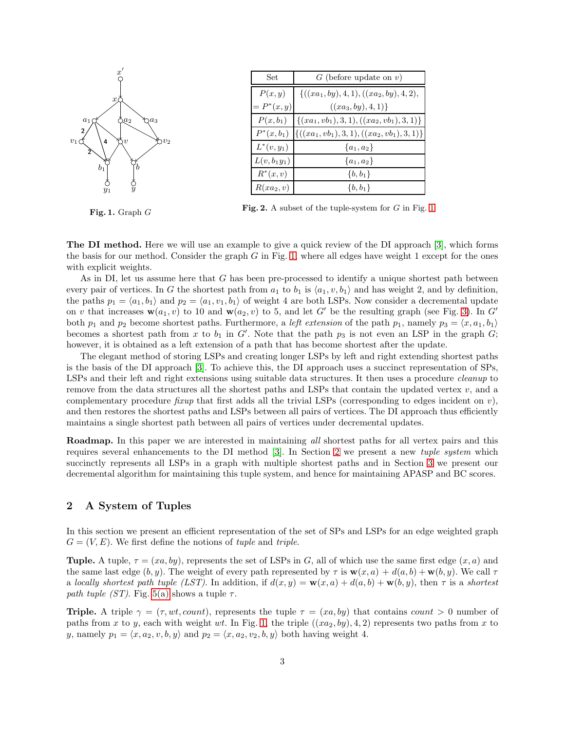Fig. 1. Graph $G$

| Set | $G$ (before update on $v$) |
|---|---|
| $P(x,y)$ $= P^*(x,y)$ | $\{((xa_1, by), 4, 1), ((xa_2, by), 4, 2),$ $((xa_3, by), 4, 1)\}$ |
| $P(x, b_1)$ | $\{(xa_1, vb_1), 3, 1), ((xa_2, vb_1), 3, 1)\}$ |
| $P^*(x, b_1)$ | $\{((xa_1, vb_1), 3, 1), ((xa_2, vb_1), 3, 1)\}$ |
| $L^*(v, y_1)$ | $\{a_1, a_2\}$ |
| $L(v, b_1 y_1)$ | $\{a_1, a_2\}$ |
| $R^*(x, v)$ | $\{b, b_1\}$ |
| $R(xa_2, v)$ | $\{b, b_1\}$ |

Fig. 2. A subset of the tuple-system for $G$ in Fig. 1

**The DI method.** Here we will use an example to give a quick review of the DI approach [3], which forms the basis for our method. Consider the graph $G$ in Fig. 1, where all edges have weight 1 except for the ones with explicit weights.

As in DI, let us assume here that $G$ has been pre-processed to identify a unique shortest path between every pair of vertices. In $G$ the shortest path from $a_1$ to $b_1$ is $\langle a_1, v, b_1\rangle$ and has weight 2, and by definition, the paths $p_1 = \langle a_1, b_1\rangle$ and $p_2 = \langle a_1, v_1, b_1\rangle$ of weight 4 are both LSPs. Now consider a decremental update on $v$ that increases $\mathbf{w}(a_1, v)$ to 10 and $\mathbf{w}(a_2, v)$ to 5, and let $G'$ be the resulting graph (see Fig. 3). In $G'$ both $p_1$ and $p_2$ become shortest paths. Furthermore, a *left extension* of the path $p_1$, namely $p_3 = \langle x, a_1, b_1\rangle$ becomes a shortest path from $x$ to $b_1$ in $G'$. Note that the path $p_3$ is not even an LSP in the graph $G$; however, it is obtained as a left extension of a path that has become shortest after the update.

The elegant method of storing LSPs and creating longer LSPs by left and right extending shortest paths is the basis of the DI approach [3]. To achieve this, the DI approach uses a succinct representation of SPs, LSPs and their left and right extensions using suitable data structures. It then uses a procedure *cleanup* to remove from the data structures all the shortest paths and LSPs that contain the updated vertex $v$, and a complementary procedure *fixup* that first adds all the trivial LSPs (corresponding to edges incident on $v$), and then restores the shortest paths and LSPs between all pairs of vertices. The DI approach thus efficiently maintains a single shortest path between all pairs of vertices under decremental updates.

**Roadmap.** In this paper we are interested in maintaining *all* shortest paths for all vertex pairs and this requires several enhancements to the DI method [3]. In Section 2 we present a new *tuple system* which succinctly represents all LSPs in a graph with multiple shortest paths and in Section 3 we present our decremental algorithm for maintaining this tuple system, and hence for maintaining APASP and BC scores.

## 2 A System of Tuples

In this section we present an efficient representation of the set of SPs and LSPs for an edge weighted graph $G = (V, E)$. We first define the notions of *tuple* and *triple*.

**Tuple.** A tuple, $\tau = (xa, by)$, represents the set of LSPs in $G$, all of which use the same first edge $(x, a)$ and the same last edge $(b, y)$. The weight of every path represented by $\tau$ is $\mathbf{w}(x, a) + d(a, b) + \mathbf{w}(b, y)$. We call $\tau$ a *locally shortest path tuple (LST)*. In addition, if $d(x, y) = \mathbf{w}(x, a) + d(a, b) + \mathbf{w}(b, y)$, then $\tau$ is a *shortest path tuple (ST)*. Fig. 5(a) shows a tuple $\tau$.

**Triple.** A triple $\gamma = (\tau, wt, count)$, represents the tuple $\tau = (xa, by)$ that contains $count > 0$ number of paths from $x$ to $y$, each with weight $wt$. In Fig. 1, the triple $((xa_2, by), 4, 2)$ represents two paths from $x$ to $y$, namely $p_1 = \langle x, a_2, v, b, y\rangle$ and $p_2 = \langle x, a_2, v_2, b, y\rangle$ both having weight 4.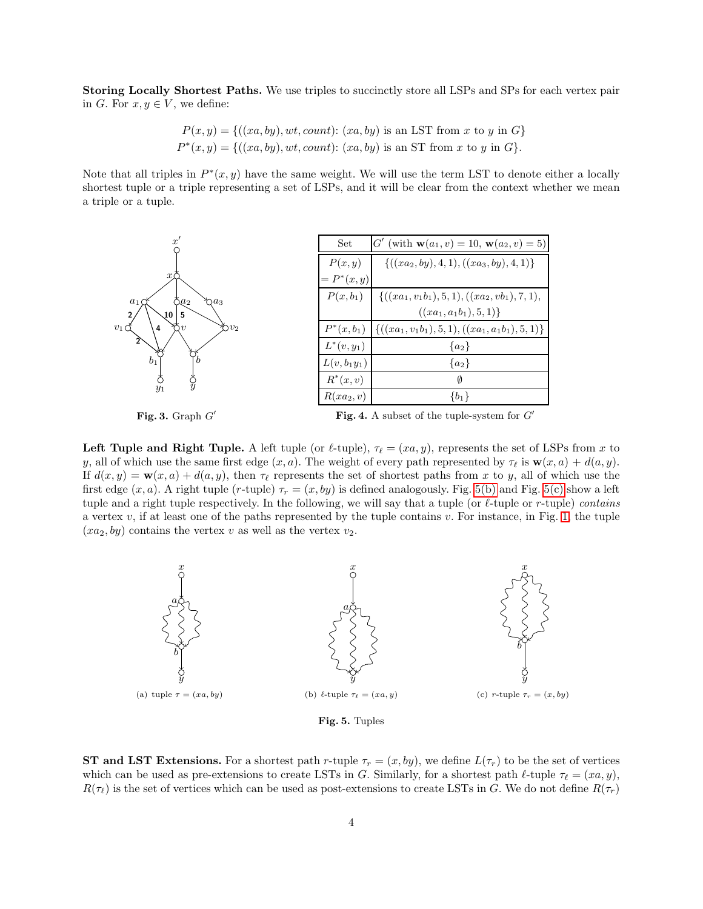**Storing Locally Shortest Paths.** We use triples to succinctly store all LSPs and SPs for each vertex pair in $G$. For $x, y \in V$, we define:

$$P(x,y) = \{((xa,by), wt, count)\colon (xa,by) \text{ is an LST from } x \text{ to } y \text{ in } G\}$$
$$P^*(x,y) = \{((xa,by), wt, count)\colon (xa,by) \text{ is an ST from } x \text{ to } y \text{ in } G\}.$$

Note that all triples in $P^*(x,y)$ have the same weight. We will use the term LST to denote either a locally shortest tuple or a triple representing a set of LSPs, and it will be clear from the context whether we mean a triple or a tuple.

**Fig. 3.** Graph $G'$

| Set | $G'$ (with $\mathbf{w}(a_1,v) = 10$, $\mathbf{w}(a_2,v) = 5$) |
|---|---|
| $P(x,y) = P^*(x,y)$ | $\{((xa_2,by),4,1),((xa_3,by),4,1)\}$ |
| $P(x,b_1)$ | $\{((xa_1,v_1b_1),5,1),((xa_2,vb_1),7,1), ((xa_1,a_1b_1),5,1)\}$ |
| $P^*(x,b_1)$ | $\{((xa_1,v_1b_1),5,1),((xa_1,a_1b_1),5,1)\}$ |
| $L^*(v,y_1)$ | $\{a_2\}$ |
| $L(v,b_1y_1)$ | $\{a_2\}$ |
| $R^*(x,v)$ | $\emptyset$ |
| $R(xa_2,v)$ | $\{b_1\}$ |

**Fig. 4.** A subset of the tuple-system for $G'$

**Left Tuple and Right Tuple.** A left tuple (or $\ell$-tuple), $\tau_\ell = (xa, y)$, represents the set of LSPs from $x$ to $y$, all of which use the same first edge $(x,a)$. The weight of every path represented by $\tau_\ell$ is $\mathbf{w}(x,a) + d(a,y)$. If $d(x,y) = \mathbf{w}(x,a) + d(a,y)$, then $\tau_\ell$ represents the set of shortest paths from $x$ to $y$, all of which use the first edge $(x,a)$. A right tuple ($r$-tuple) $\tau_r = (x, by)$ is defined analogously. Fig. 5(b) and Fig. 5(c) show a left tuple and a right tuple respectively. In the following, we will say that a tuple (or $\ell$-tuple or $r$-tuple) *contains* a vertex $v$, if at least one of the paths represented by the tuple contains $v$. For instance, in Fig. 1, the tuple $(xa_2, by)$ contains the vertex $v$ as well as the vertex $v_2$.

(a) tuple $\tau = (xa, by)$ (b) $\ell$-tuple $\tau_\ell = (xa, y)$ (c) $r$-tuple $\tau_r = (x, by)$

**Fig. 5.** Tuples

**ST and LST Extensions.** For a shortest path $r$-tuple $\tau_r = (x, by)$, we define $L(\tau_r)$ to be the set of vertices which can be used as pre-extensions to create LSTs in $G$. Similarly, for a shortest path $\ell$-tuple $\tau_\ell = (xa, y)$, $R(\tau_\ell)$ is the set of vertices which can be used as post-extensions to create LSTs in $G$. We do not define $R(\tau_r)$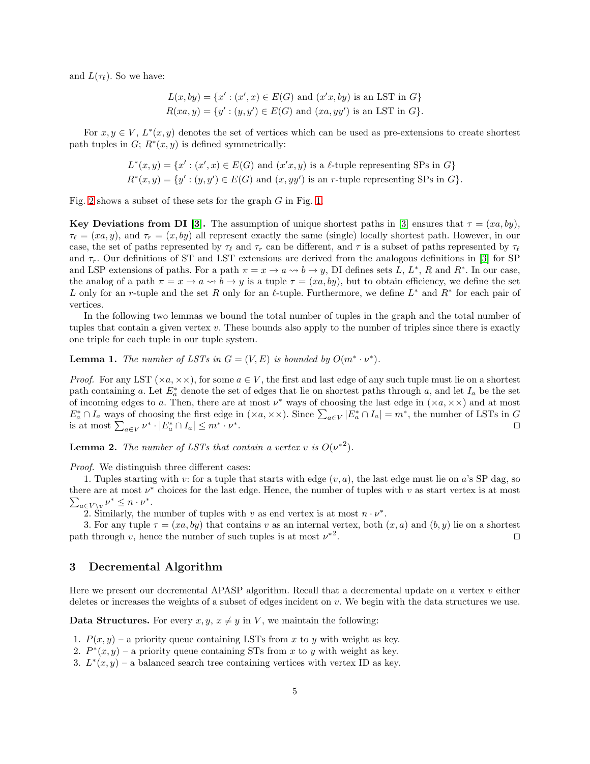and $L(\tau_\ell)$. So we have:

$$L(x, by) = \{x' : (x', x) \in E(G) \text{ and } (x'x, by) \text{ is an LST in } G\}$$
$$R(xa, y) = \{y' : (y, y') \in E(G) \text{ and } (xa, yy') \text{ is an LST in } G\}.$$

For $x, y \in V$, $L^*(x, y)$ denotes the set of vertices which can be used as pre-extensions to create shortest path tuples in $G$; $R^*(x, y)$ is defined symmetrically:

$$L^*(x, y) = \{x' : (x', x) \in E(G) \text{ and } (x'x, y) \text{ is a } \ell\text{-tuple representing SPs in } G\}$$
$$R^*(x, y) = \{y' : (y, y') \in E(G) \text{ and } (x, yy') \text{ is an } r\text{-tuple representing SPs in } G\}.$$

Fig. 2 shows a subset of these sets for the graph $G$ in Fig. 1.

**Key Deviations from DI [3].** The assumption of unique shortest paths in [3] ensures that $\tau = (xa, by)$, $\tau_\ell = (xa, y)$, and $\tau_r = (x, by)$ all represent exactly the same (single) locally shortest path. However, in our case, the set of paths represented by $\tau_\ell$ and $\tau_r$ can be different, and $\tau$ is a subset of paths represented by $\tau_\ell$ and $\tau_r$. Our definitions of ST and LST extensions are derived from the analogous definitions in [3] for SP and LSP extensions of paths. For a path $\pi = x \to a \rightsquigarrow b \to y$, DI defines sets $L$, $L^*$, $R$ and $R^*$. In our case, the analog of a path $\pi = x \to a \rightsquigarrow b \to y$ is a tuple $\tau = (xa, by)$, but to obtain efficiency, we define the set $L$ only for an $r$-tuple and the set $R$ only for an $\ell$-tuple. Furthermore, we define $L^*$ and $R^*$ for each pair of vertices.

In the following two lemmas we bound the total number of tuples in the graph and the total number of tuples that contain a given vertex $v$. These bounds also apply to the number of triples since there is exactly one triple for each tuple in our tuple system.

**Lemma 1.** *The number of LSTs in $G = (V, E)$ is bounded by $O(m^* \cdot \nu^*)$.*

*Proof.* For any LST $(\times a, \times\times)$, for some $a \in V$, the first and last edge of any such tuple must lie on a shortest path containing $a$. Let $E^*_a$ denote the set of edges that lie on shortest paths through $a$, and let $I_a$ be the set of incoming edges to $a$. Then, there are at most $\nu^*$ ways of choosing the last edge in $(\times a, \times\times)$ and at most $E^*_a \cap I_a$ ways of choosing the first edge in $(\times a, \times\times)$. Since $\sum_{a \in V} |E^*_a \cap I_a| = m^*$, the number of LSTs in $G$ is at most $\sum_{a \in V} \nu^* \cdot |E^*_a \cap I_a| \leq m^* \cdot \nu^*$. ◻

**Lemma 2.** *The number of LSTs that contain a vertex $v$ is $O({\nu^*}^2)$.*

*Proof.* We distinguish three different cases:

1. Tuples starting with $v$: for a tuple that starts with edge $(v, a)$, the last edge must lie on $a$'s SP dag, so there are at most $\nu^*$ choices for the last edge. Hence, the number of tuples with $v$ as start vertex is at most $\sum_{a \in V \setminus v} \nu^* \leq n \cdot \nu^*$.
2. Similarly, the number of tuples with $v$ as end vertex is at most $n \cdot \nu^*$.
3. For any tuple $\tau = (xa, by)$ that contains $v$ as an internal vertex, both $(x, a)$ and $(b, y)$ lie on a shortest path through $v$, hence the number of such tuples is at most ${\nu^*}^2$. ◻

## 3 Decremental Algorithm

Here we present our decremental APASP algorithm. Recall that a decremental update on a vertex $v$ either deletes or increases the weights of a subset of edges incident on $v$. We begin with the data structures we use.

**Data Structures.** For every $x, y$, $x \neq y$ in $V$, we maintain the following:

1. $P(x, y)$ – a priority queue containing LSTs from $x$ to $y$ with weight as key.
2. $P^*(x, y)$ – a priority queue containing STs from $x$ to $y$ with weight as key.
3. $L^*(x, y)$ – a balanced search tree containing vertices with vertex ID as key.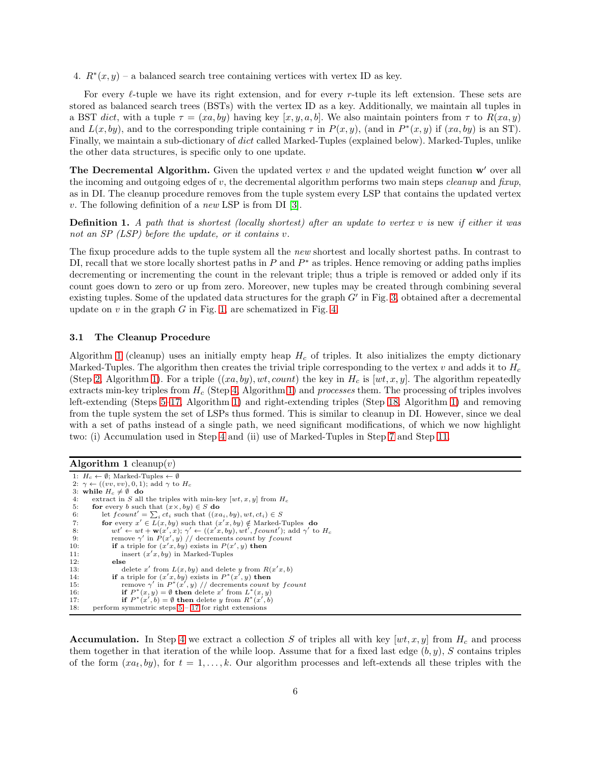4. $R^*(x,y)$ – a balanced search tree containing vertices with vertex ID as key.

For every $\ell$-tuple we have its right extension, and for every $r$-tuple its left extension. These sets are stored as balanced search trees (BSTs) with the vertex ID as a key. Additionally, we maintain all tuples in a BST *dict*, with a tuple $\tau = (xa, by)$ having key $[x, y, a, b]$. We also maintain pointers from $\tau$ to $R(xa, y)$ and $L(x, by)$, and to the corresponding triple containing $\tau$ in $P(x, y)$, (and in $P^*(x, y)$ if $(xa, by)$ is an ST). Finally, we maintain a sub-dictionary of *dict* called Marked-Tuples (explained below). Marked-Tuples, unlike the other data structures, is specific only to one update.

**The Decremental Algorithm.** Given the updated vertex $v$ and the updated weight function $\mathbf{w}'$ over all the incoming and outgoing edges of $v$, the decremental algorithm performs two main steps *cleanup* and *fixup*, as in DI. The cleanup procedure removes from the tuple system every LSP that contains the updated vertex $v$. The following definition of a *new* LSP is from DI [3].

**Definition 1.** *A path that is shortest (locally shortest) after an update to vertex $v$ is* new *if either it was not an SP (LSP) before the update, or it contains $v$.*

The fixup procedure adds to the tuple system all the *new* shortest and locally shortest paths. In contrast to DI, recall that we store locally shortest paths in $P$ and $P^*$ as triples. Hence removing or adding paths implies decrementing or incrementing the count in the relevant triple; thus a triple is removed or added only if its count goes down to zero or up from zero. Moreover, new tuples may be created through combining several existing tuples. Some of the updated data structures for the graph $G'$ in Fig. 3, obtained after a decremental update on $v$ in the graph $G$ in Fig. 1, are schematized in Fig. 4.

### 3.1 The Cleanup Procedure

Algorithm 1 (cleanup) uses an initially empty heap $H_c$ of triples. It also initializes the empty dictionary Marked-Tuples. The algorithm then creates the trivial triple corresponding to the vertex $v$ and adds it to $H_c$ (Step 2, Algorithm 1). For a triple $((xa, by), wt, count)$ the key in $H_c$ is $[wt, x, y]$. The algorithm repeatedly extracts min-key triples from $H_c$ (Step 4, Algorithm 1) and *processes* them. The processing of triples involves left-extending (Steps 5–17, Algorithm 1) and right-extending triples (Step 18, Algorithm 1) and removing from the tuple system the set of LSPs thus formed. This is similar to cleanup in DI. However, since we deal with a set of paths instead of a single path, we need significant modifications, of which we now highlight two: (i) Accumulation used in Step 4 and (ii) use of Marked-Tuples in Step 7 and Step 11.

**Algorithm 1** cleanup($v$)

```
1: H_c ← ∅; Marked-Tuples ← ∅
2: γ ← ((vv, vv), 0, 1); add γ to H_c
3: while H_c ≠ ∅ do
4:    extract in S all the triples with min-key [wt, x, y] from H_c
5:    for every b such that (x×, by) ∈ S do
6:       let fcount' = Σ_i ct_i such that ((xa_i, by), wt, ct_i) ∈ S
7:       for every x' ∈ L(x, by) such that (x'x, by) ∉ Marked-Tuples do
8:          wt' ← wt + w(x', x); γ' ← ((x'x, by), wt', fcount'); add γ' to H_c
9:          remove γ' in P(x', y) // decrements count by fcount
10:         if a triple for (x'x, by) exists in P(x', y) then
11:            insert (x'x, by) in Marked-Tuples
12:         else
13:            delete x' from L(x, by) and delete y from R(x'x, b)
14:         if a triple for (x'x, by) exists in P*(x', y) then
15:            remove γ' in P*(x', y) // decrements count by fcount
16:            if P*(x, y) = ∅ then delete x' from L*(x, y)
17:            if P*(x', b) = ∅ then delete y from R*(x', b)
18:   perform symmetric steps 5 – 17 for right extensions
```

**Accumulation.** In Step 4 we extract a collection $S$ of triples all with key $[wt, x, y]$ from $H_c$ and process them together in that iteration of the while loop. Assume that for a fixed last edge $(b, y)$, $S$ contains triples of the form $(xa_t, by)$, for $t = 1, \ldots, k$. Our algorithm processes and left-extends all these triples with the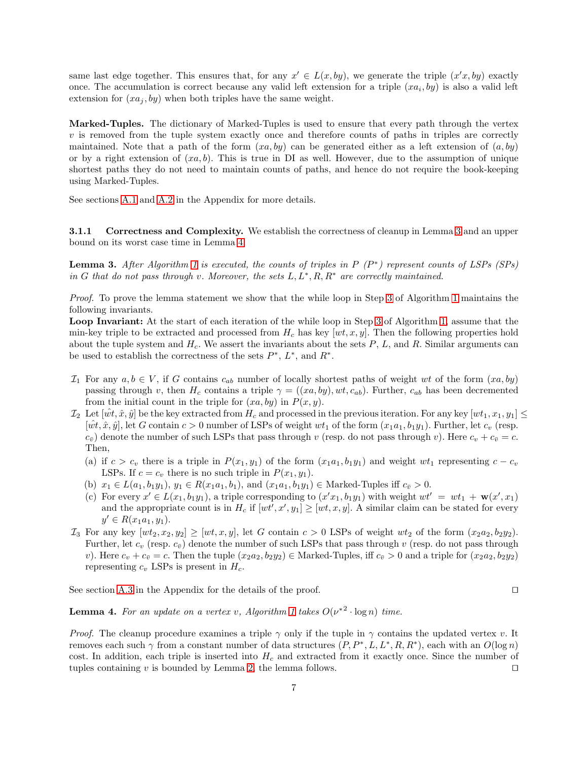same last edge together. This ensures that, for any $x' \in L(x, by)$, we generate the triple $(x'x, by)$ exactly once. The accumulation is correct because any valid left extension for a triple $(xa_i, by)$ is also a valid left extension for $(xa_j, by)$ when both triples have the same weight.

**Marked-Tuples.** The dictionary of Marked-Tuples is used to ensure that every path through the vertex $v$ is removed from the tuple system exactly once and therefore counts of paths in triples are correctly maintained. Note that a path of the form $(xa, by)$ can be generated either as a left extension of $(a, by)$ or by a right extension of $(xa, b)$. This is true in DI as well. However, due to the assumption of unique shortest paths they do not need to maintain counts of paths, and hence do not require the book-keeping using Marked-Tuples.

See sections A.1 and A.2 in the Appendix for more details.

### 3.1.1 Correctness and Complexity.

We establish the correctness of cleanup in Lemma 3 and an upper bound on its worst case time in Lemma 4.

**Lemma 3.** *After Algorithm 1 is executed, the counts of triples in $P$ ($P^*$) represent counts of LSPs (SPs) in $G$ that do not pass through $v$. Moreover, the sets $L, L^*, R, R^*$ are correctly maintained.*

*Proof.* To prove the lemma statement we show that the while loop in Step 3 of Algorithm 1 maintains the following invariants.

**Loop Invariant:** At the start of each iteration of the while loop in Step 3 of Algorithm 1, assume that the min-key triple to be extracted and processed from $H_c$ has key $[wt, x, y]$. Then the following properties hold about the tuple system and $H_c$. We assert the invariants about the sets $P$, $L$, and $R$. Similar arguments can be used to establish the correctness of the sets $P^*$, $L^*$, and $R^*$.

- $\mathcal{I}_1$ For any $a, b \in V$, if $G$ contains $c_{ab}$ number of locally shortest paths of weight $wt$ of the form $(xa, by)$ passing through $v$, then $H_c$ contains a triple $\gamma = ((xa, by), wt, c_{ab})$. Further, $c_{ab}$ has been decremented from the initial count in the triple for $(xa, by)$ in $P(x, y)$.
- $\mathcal{I}_2$ Let $[\hat{wt}, \hat{x}, \hat{y}]$ be the key extracted from $H_c$ and processed in the previous iteration. For any key $[wt_1, x_1, y_1] \leq [\hat{wt}, \hat{x}, \hat{y}]$, let $G$ contain $c > 0$ number of LSPs of weight $wt_1$ of the form $(x_1a_1, b_1y_1)$. Further, let $c_v$ (resp. $c_{\bar{v}}$) denote the number of such LSPs that pass through $v$ (resp. do not pass through $v$). Here $c_v + c_{\bar{v}} = c$. Then,
  - (a) if $c > c_v$ there is a triple in $P(x_1, y_1)$ of the form $(x_1a_1, b_1y_1)$ and weight $wt_1$ representing $c - c_v$ LSPs. If $c = c_v$ there is no such triple in $P(x_1, y_1)$.
  - (b) $x_1 \in L(a_1, b_1y_1)$, $y_1 \in R(x_1a_1, b_1)$, and $(x_1a_1, b_1y_1) \in$ Marked-Tuples iff $c_{\bar{v}} > 0$.
  - (c) For every $x' \in L(x_1, b_1y_1)$, a triple corresponding to $(x'x_1, b_1y_1)$ with weight $wt' = wt_1 + \mathbf{w}(x', x_1)$ and the appropriate count is in $H_c$ if $[wt', x', y_1] \geq [wt, x, y]$. A similar claim can be stated for every $y' \in R(x_1a_1, y_1)$.
- $\mathcal{I}_3$ For any key $[wt_2, x_2, y_2] \geq [wt, x, y]$, let $G$ contain $c > 0$ LSPs of weight $wt_2$ of the form $(x_2a_2, b_2y_2)$. Further, let $c_v$ (resp. $c_{\bar{v}}$) denote the number of such LSPs that pass through $v$ (resp. do not pass through $v$). Here $c_v + c_{\bar{v}} = c$. Then the tuple $(x_2a_2, b_2y_2) \in$ Marked-Tuples, iff $c_{\bar{v}} > 0$ and a triple for $(x_2a_2, b_2y_2)$ representing $c_v$ LSPs is present in $H_c$.

See section A.3 in the Appendix for the details of the proof. ◻

**Lemma 4.** *For an update on a vertex $v$, Algorithm 1 takes $O(\nu^{*2} \cdot \log n)$ time.*

*Proof.* The cleanup procedure examines a triple $\gamma$ only if the tuple in $\gamma$ contains the updated vertex $v$. It removes each such $\gamma$ from a constant number of data structures ($P, P^*, L, L^*, R, R^*$), each with an $O(\log n)$ cost. In addition, each triple is inserted into $H_c$ and extracted from it exactly once. Since the number of tuples containing $v$ is bounded by Lemma 2, the lemma follows. ◻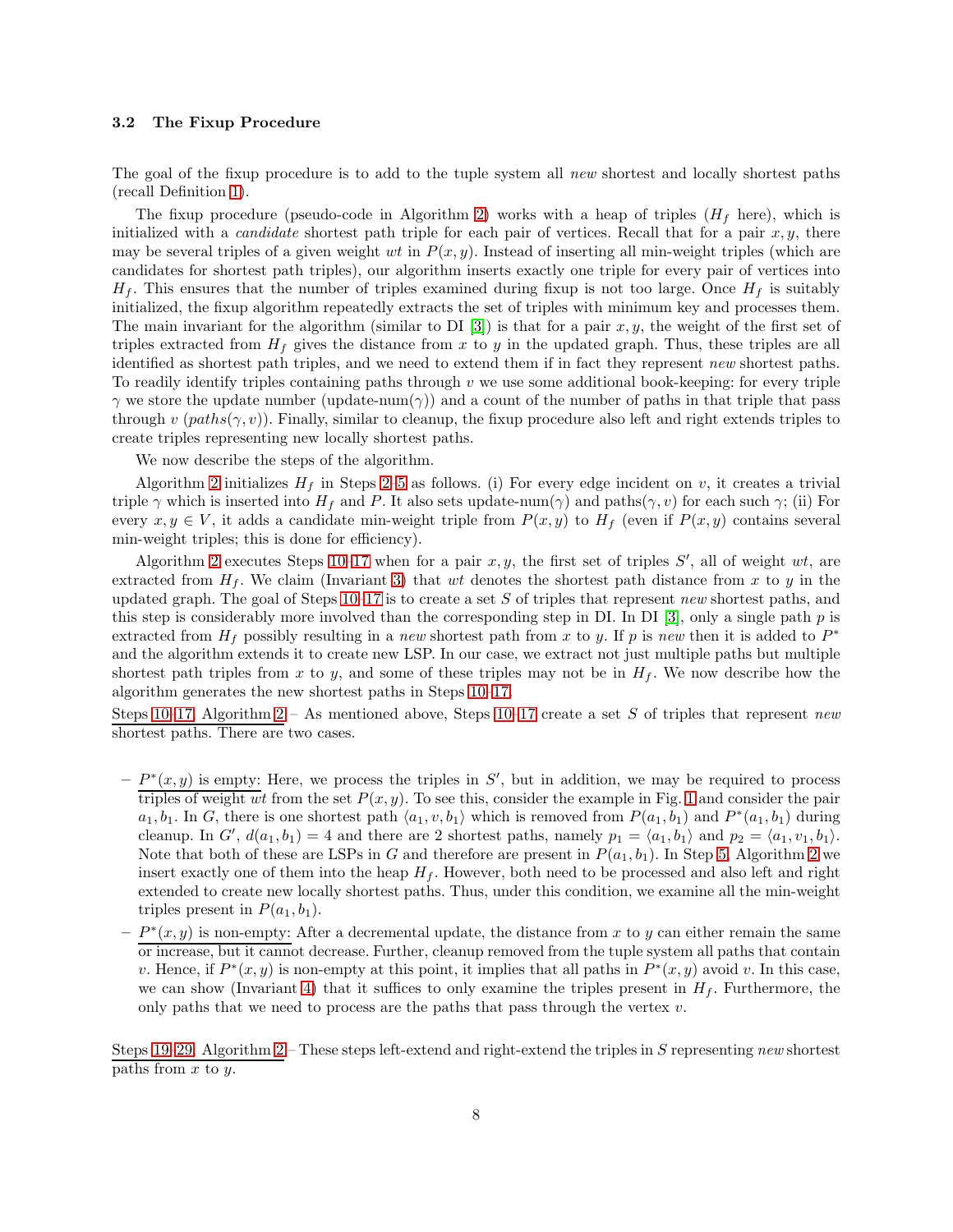### 3.2 The Fixup Procedure

The goal of the fixup procedure is to add to the tuple system all *new* shortest and locally shortest paths (recall Definition 1).

The fixup procedure (pseudo-code in Algorithm 2) works with a heap of triples ($H_f$ here), which is initialized with a *candidate* shortest path triple for each pair of vertices. Recall that for a pair $x, y$, there may be several triples of a given weight $wt$ in $P(x, y)$. Instead of inserting all min-weight triples (which are candidates for shortest path triples), our algorithm inserts exactly one triple for every pair of vertices into $H_f$. This ensures that the number of triples examined during fixup is not too large. Once $H_f$ is suitably initialized, the fixup algorithm repeatedly extracts the set of triples with minimum key and processes them. The main invariant for the algorithm (similar to DI [3]) is that for a pair $x, y$, the weight of the first set of triples extracted from $H_f$ gives the distance from $x$ to $y$ in the updated graph. Thus, these triples are all identified as shortest path triples, and we need to extend them if in fact they represent *new* shortest paths. To readily identify triples containing paths through $v$ we use some additional book-keeping: for every triple $\gamma$ we store the update number (update-num($\gamma$)) and a count of the number of paths in that triple that pass through $v$ ($paths(\gamma, v)$). Finally, similar to cleanup, the fixup procedure also left and right extends triples to create triples representing new locally shortest paths.

We now describe the steps of the algorithm.

Algorithm 2 initializes $H_f$ in Steps 2–5 as follows. (i) For every edge incident on $v$, it creates a trivial triple $\gamma$ which is inserted into $H_f$ and $P$. It also sets update-num($\gamma$) and paths($\gamma, v$) for each such $\gamma$; (ii) For every $x, y \in V$, it adds a candidate min-weight triple from $P(x, y)$ to $H_f$ (even if $P(x, y)$ contains several min-weight triples; this is done for efficiency).

Algorithm 2 executes Steps 10–17 when for a pair $x, y$, the first set of triples $S'$, all of weight $wt$, are extracted from $H_f$. We claim (Invariant 3) that $wt$ denotes the shortest path distance from $x$ to $y$ in the updated graph. The goal of Steps 10–17 is to create a set $S$ of triples that represent *new* shortest paths, and this step is considerably more involved than the corresponding step in DI. In DI [3], only a single path $p$ is extracted from $H_f$ possibly resulting in a *new* shortest path from $x$ to $y$. If $p$ is *new* then it is added to $P^*$ and the algorithm extends it to create new LSP. In our case, we extract not just multiple paths but multiple shortest path triples from $x$ to $y$, and some of these triples may not be in $H_f$. We now describe how the algorithm generates the new shortest paths in Steps 10–17.

<u>Steps 10–17, Algorithm 2</u> – As mentioned above, Steps 10–17 create a set $S$ of triples that represent *new* shortest paths. There are two cases.

- <u>$P^*(x, y)$ is empty:</u> Here, we process the triples in $S'$, but in addition, we may be required to process triples of weight $wt$ from the set $P(x, y)$. To see this, consider the example in Fig. 1 and consider the pair $a_1, b_1$. In $G$, there is one shortest path $\langle a_1, v, b_1 \rangle$ which is removed from $P(a_1, b_1)$ and $P^*(a_1, b_1)$ during cleanup. In $G'$, $d(a_1, b_1) = 4$ and there are 2 shortest paths, namely $p_1 = \langle a_1, b_1 \rangle$ and $p_2 = \langle a_1, v_1, b_1 \rangle$. Note that both of these are LSPs in $G$ and therefore are present in $P(a_1, b_1)$. In Step 5, Algorithm 2 we insert exactly one of them into the heap $H_f$. However, both need to be processed and also left and right extended to create new locally shortest paths. Thus, under this condition, we examine all the min-weight triples present in $P(a_1, b_1)$.
- <u>$P^*(x, y)$ is non-empty:</u> After a decremental update, the distance from $x$ to $y$ can either remain the same or increase, but it cannot decrease. Further, cleanup removed from the tuple system all paths that contain $v$. Hence, if $P^*(x, y)$ is non-empty at this point, it implies that all paths in $P^*(x, y)$ avoid $v$. In this case, we can show (Invariant 4) that it suffices to only examine the triples present in $H_f$. Furthermore, the only paths that we need to process are the paths that pass through the vertex $v$.

<u>Steps 19–29, Algorithm 2</u>– These steps left-extend and right-extend the triples in $S$ representing *new* shortest paths from $x$ to $y$.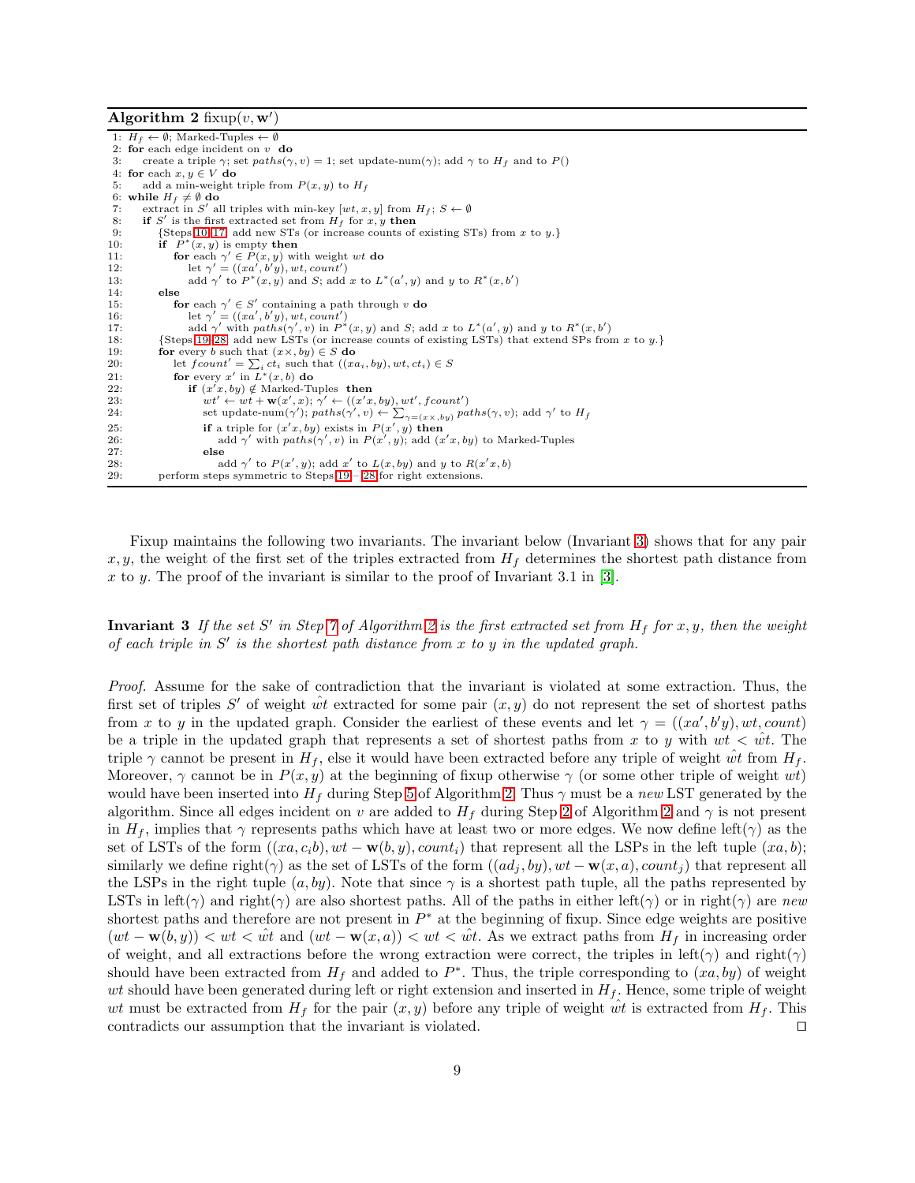**Algorithm 2** fixup($v, \mathbf{w}'$)

```
1:  H_f ← ∅; Marked-Tuples ← ∅
2:  for each edge incident on v do
3:      create a triple γ; set paths(γ, v) = 1; set update-num(γ); add γ to H_f and to P()
4:  for each x, y ∈ V do
5:      add a min-weight triple from P(x, y) to H_f
6:  while H_f ≠ ∅ do
7:      extract in S' all triples with min-key [wt, x, y] from H_f; S ← ∅
8:      if S' is the first extracted set from H_f for x, y then
9:          {Steps 10-17, add new STs (or increase counts of existing STs) from x to y.}
10:         if P*(x, y) is empty then
11:             for each γ' ∈ P(x, y) with weight wt do
12:                 let γ' = ((xa', b'y), wt, count')
13:                 add γ' to P*(x, y) and S; add x to L*(a', y) and y to R*(x, b')
14:         else
15:             for each γ' ∈ S' containing a path through v do
16:                 let γ' = ((xa', b'y), wt, count')
17:                 add γ' with paths(γ', v) in P*(x, y) and S; add x to L*(a', y) and y to R*(x, b')
18:     {Steps 19-28, add new LSTs (or increase counts of existing LSTs) that extend SPs from x to y.}
19:     for every b such that (x×, by) ∈ S do
20:         let fcount' = Σ_i ct_i such that ((xa_i, by), wt, ct_i) ∈ S
21:         for every x' in L*(x, b) do
22:             if (x'x, by) ∉ Marked-Tuples then
23:                 wt' ← wt + w(x', x); γ' ← ((x'x, by), wt', fcount')
24:                 set update-num(γ'); paths(γ', v) ← Σ_{γ=(x×,by)} paths(γ, v); add γ' to H_f
25:                 if a triple for (x'x, by) exists in P(x', y) then
26:                     add γ' with paths(γ', v) in P(x', y); add (x'x, by) to Marked-Tuples
27:                 else
28:                     add γ' to P(x', y); add x' to L(x, by) and y to R(x'x, b)
29:     perform steps symmetric to Steps 19 – 28 for right extensions.
```

Fixup maintains the following two invariants. The invariant below (Invariant 3) shows that for any pair $x, y$, the weight of the first set of the triples extracted from $H_f$ determines the shortest path distance from $x$ to $y$. The proof of the invariant is similar to the proof of Invariant 3.1 in [3].

**Invariant 3** *If the set $S'$ in Step 7 of Algorithm 2 is the first extracted set from $H_f$ for $x, y$, then the weight of each triple in $S'$ is the shortest path distance from $x$ to $y$ in the updated graph.*

*Proof.* Assume for the sake of contradiction that the invariant is violated at some extraction. Thus, the first set of triples $S'$ of weight $\hat{wt}$ extracted for some pair $(x, y)$ do not represent the set of shortest paths from $x$ to $y$ in the updated graph. Consider the earliest of these events and let $\gamma = ((xa', b'y), wt, count)$ be a triple in the updated graph that represents a set of shortest paths from $x$ to $y$ with $wt < \hat{wt}$. The triple $\gamma$ cannot be present in $H_f$, else it would have been extracted before any triple of weight $\hat{wt}$ from $H_f$. Moreover, $\gamma$ cannot be in $P(x, y)$ at the beginning of fixup otherwise $\gamma$ (or some other triple of weight $wt$) would have been inserted into $H_f$ during Step 5 of Algorithm 2. Thus $\gamma$ must be a *new* LST generated by the algorithm. Since all edges incident on $v$ are added to $H_f$ during Step 2 of Algorithm 2 and $\gamma$ is not present in $H_f$, implies that $\gamma$ represents paths which have at least two or more edges. We now define left($\gamma$) as the set of LSTs of the form $((xa, c_i b), wt - \mathbf{w}(b, y), count_i)$ that represent all the LSPs in the left tuple $(xa, b)$; similarly we define right($\gamma$) as the set of LSTs of the form $((ad_j, by), wt - \mathbf{w}(x, a), count_j)$ that represent all the LSPs in the right tuple $(a, by)$. Note that since $\gamma$ is a shortest path tuple, all the paths represented by LSTs in left($\gamma$) and right($\gamma$) are also shortest paths. All of the paths in either left($\gamma$) or in right($\gamma$) are *new* shortest paths and therefore are not present in $P^*$ at the beginning of fixup. Since edge weights are positive $(wt - \mathbf{w}(b, y)) < wt < \hat{wt}$ and $(wt - \mathbf{w}(x, a)) < wt < \hat{wt}$. As we extract paths from $H_f$ in increasing order of weight, and all extractions before the wrong extraction were correct, the triples in left($\gamma$) and right($\gamma$) should have been extracted from $H_f$ and added to $P^*$. Thus, the triple corresponding to $(xa, by)$ of weight $wt$ should have been generated during left or right extension and inserted in $H_f$. Hence, some triple of weight $wt$ must be extracted from $H_f$ for the pair $(x, y)$ before any triple of weight $\hat{wt}$ is extracted from $H_f$. This contradicts our assumption that the invariant is violated. ◻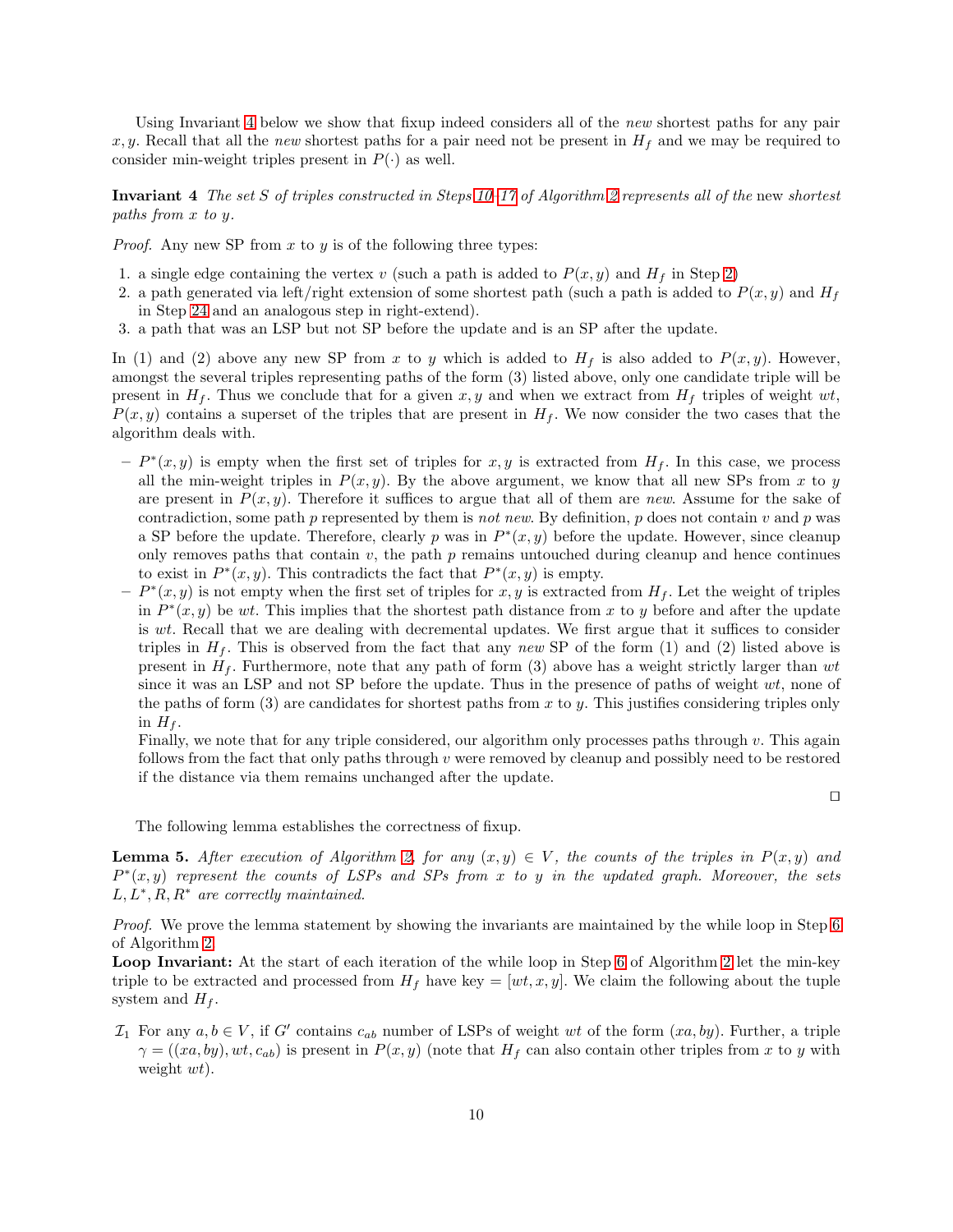Using Invariant 4 below we show that fixup indeed considers all of the *new* shortest paths for any pair $x, y$. Recall that all the *new* shortest paths for a pair need not be present in $H_f$ and we may be required to consider min-weight triples present in $P(\cdot)$ as well.

**Invariant 4** *The set $S$ of triples constructed in Steps 10–17 of Algorithm 2 represents all of the* new *shortest paths from $x$ to $y$.*

*Proof.* Any new SP from $x$ to $y$ is of the following three types:

1. a single edge containing the vertex $v$ (such a path is added to $P(x, y)$ and $H_f$ in Step 2)
2. a path generated via left/right extension of some shortest path (such a path is added to $P(x, y)$ and $H_f$ in Step 24 and an analogous step in right-extend).
3. a path that was an LSP but not SP before the update and is an SP after the update.

In (1) and (2) above any new SP from $x$ to $y$ which is added to $H_f$ is also added to $P(x, y)$. However, amongst the several triples representing paths of the form (3) listed above, only one candidate triple will be present in $H_f$. Thus we conclude that for a given $x, y$ and when we extract from $H_f$ triples of weight $wt$, $P(x, y)$ contains a superset of the triples that are present in $H_f$. We now consider the two cases that the algorithm deals with.

- $P^*(x, y)$ is empty when the first set of triples for $x, y$ is extracted from $H_f$. In this case, we process all the min-weight triples in $P(x, y)$. By the above argument, we know that all new SPs from $x$ to $y$ are present in $P(x, y)$. Therefore it suffices to argue that all of them are *new*. Assume for the sake of contradiction, some path $p$ represented by them is *not new*. By definition, $p$ does not contain $v$ and $p$ was a SP before the update. Therefore, clearly $p$ was in $P^*(x, y)$ before the update. However, since cleanup only removes paths that contain $v$, the path $p$ remains untouched during cleanup and hence continues to exist in $P^*(x, y)$. This contradicts the fact that $P^*(x, y)$ is empty.
- $P^*(x, y)$ is not empty when the first set of triples for $x, y$ is extracted from $H_f$. Let the weight of triples in $P^*(x, y)$ be $wt$. This implies that the shortest path distance from $x$ to $y$ before and after the update is $wt$. Recall that we are dealing with decremental updates. We first argue that it suffices to consider triples in $H_f$. This is observed from the fact that any *new* SP of the form (1) and (2) listed above is present in $H_f$. Furthermore, note that any path of form (3) above has a weight strictly larger than $wt$ since it was an LSP and not SP before the update. Thus in the presence of paths of weight $wt$, none of the paths of form (3) are candidates for shortest paths from $x$ to $y$. This justifies considering triples only in $H_f$.

  Finally, we note that for any triple considered, our algorithm only processes paths through $v$. This again follows from the fact that only paths through $v$ were removed by cleanup and possibly need to be restored if the distance via them remains unchanged after the update.

□

The following lemma establishes the correctness of fixup.

**Lemma 5.** *After execution of Algorithm 2, for any $(x, y) \in V$, the counts of the triples in $P(x, y)$ and $P^*(x, y)$ represent the counts of LSPs and SPs from $x$ to $y$ in the updated graph. Moreover, the sets $L, L^*, R, R^*$ are correctly maintained.*

*Proof.* We prove the lemma statement by showing the invariants are maintained by the while loop in Step 6 of Algorithm 2.

**Loop Invariant:** At the start of each iteration of the while loop in Step 6 of Algorithm 2 let the min-key triple to be extracted and processed from $H_f$ have key $= [wt, x, y]$. We claim the following about the tuple system and $H_f$.

$\mathcal{I}_1$ For any $a, b \in V$, if $G'$ contains $c_{ab}$ number of LSPs of weight $wt$ of the form $(xa, by)$. Further, a triple $\gamma = ((xa, by), wt, c_{ab})$ is present in $P(x, y)$ (note that $H_f$ can also contain other triples from $x$ to $y$ with weight $wt$).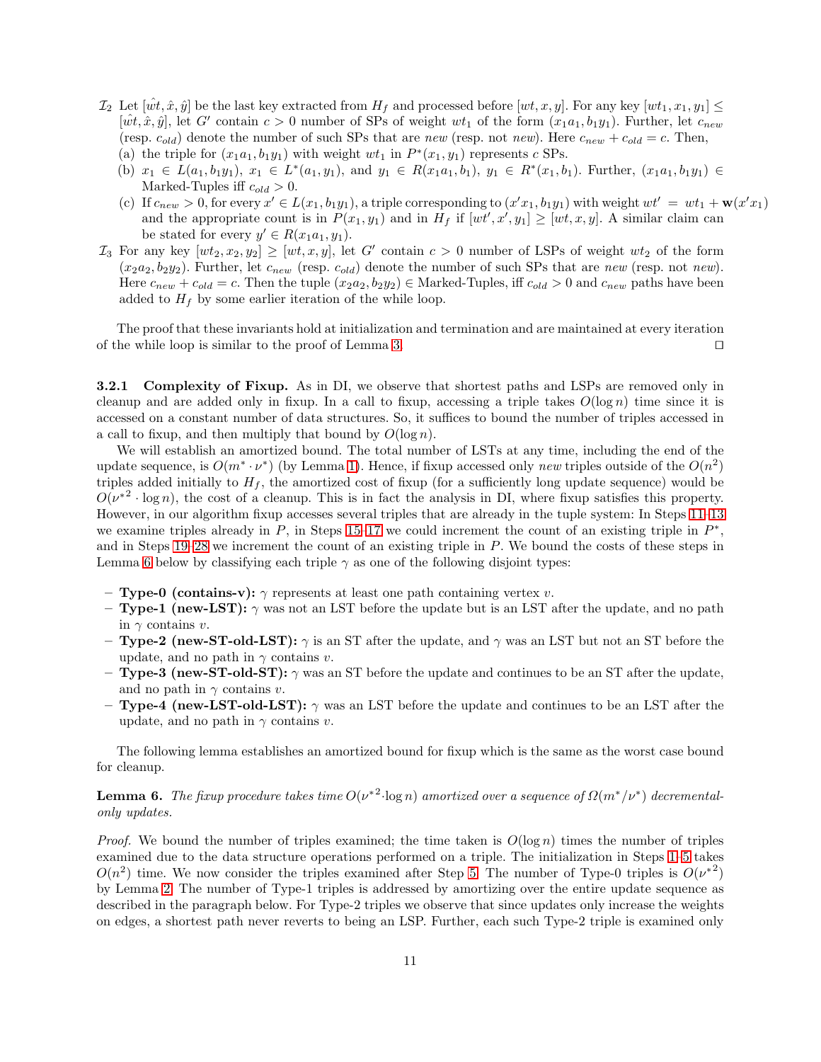$\mathcal{I}_2$ Let $[\hat{wt}, \hat{x}, \hat{y}]$ be the last key extracted from $H_f$ and processed before $[wt, x, y]$. For any key $[wt_1, x_1, y_1] \leq [\hat{wt}, \hat{x}, \hat{y}]$, let $G'$ contain $c > 0$ number of SPs of weight $wt_1$ of the form $(x_1 a_1, b_1 y_1)$. Further, let $c_{new}$ (resp. $c_{old}$) denote the number of such SPs that are *new* (resp. not *new*). Here $c_{new} + c_{old} = c$. Then,

(a) the triple for $(x_1 a_1, b_1 y_1)$ with weight $wt_1$ in $P^*(x_1, y_1)$ represents $c$ SPs.

(b) $x_1 \in L(a_1, b_1 y_1)$, $x_1 \in L^*(a_1, y_1)$, and $y_1 \in R(x_1 a_1, b_1)$, $y_1 \in R^*(x_1, b_1)$. Further, $(x_1 a_1, b_1 y_1) \in$ Marked-Tuples iff $c_{old} > 0$.

(c) If $c_{new} > 0$, for every $x' \in L(x_1, b_1 y_1)$, a triple corresponding to $(x' x_1, b_1 y_1)$ with weight $wt' = wt_1 + \mathbf{w}(x' x_1)$ and the appropriate count is in $P(x_1, y_1)$ and in $H_f$ if $[wt', x', y_1] \geq [wt, x, y]$. A similar claim can be stated for every $y' \in R(x_1 a_1, y_1)$.

$\mathcal{I}_3$ For any key $[wt_2, x_2, y_2] \geq [wt, x, y]$, let $G'$ contain $c > 0$ number of LSPs of weight $wt_2$ of the form $(x_2 a_2, b_2 y_2)$. Further, let $c_{new}$ (resp. $c_{old}$) denote the number of such SPs that are *new* (resp. not *new*). Here $c_{new} + c_{old} = c$. Then the tuple $(x_2 a_2, b_2 y_2) \in$ Marked-Tuples, iff $c_{old} > 0$ and $c_{new}$ paths have been added to $H_f$ by some earlier iteration of the while loop.

The proof that these invariants hold at initialization and termination and are maintained at every iteration of the while loop is similar to the proof of Lemma 3. ◻

### 3.2.1 Complexity of Fixup.

As in DI, we observe that shortest paths and LSPs are removed only in cleanup and are added only in fixup. In a call to fixup, accessing a triple takes $O(\log n)$ time since it is accessed on a constant number of data structures. So, it suffices to bound the number of triples accessed in a call to fixup, and then multiply that bound by $O(\log n)$.

We will establish an amortized bound. The total number of LSTs at any time, including the end of the update sequence, is $O(m^* \cdot \nu^*)$ (by Lemma 1). Hence, if fixup accessed only *new* triples outside of the $O(n^2)$ triples added initially to $H_f$, the amortized cost of fixup (for a sufficiently long update sequence) would be $O(\nu^{*2} \cdot \log n)$, the cost of a cleanup. This is in fact the analysis in DI, where fixup satisfies this property. However, in our algorithm fixup accesses several triples that are already in the tuple system: In Steps 11–13 we examine triples already in $P$, in Steps 15–17 we could increment the count of an existing triple in $P^*$, and in Steps 19–28 we increment the count of an existing triple in $P$. We bound the costs of these steps in Lemma 6 below by classifying each triple $\gamma$ as one of the following disjoint types:

- **Type-0 (contains-v):** $\gamma$ represents at least one path containing vertex $v$.
- **Type-1 (new-LST):** $\gamma$ was not an LST before the update but is an LST after the update, and no path in $\gamma$ contains $v$.
- **Type-2 (new-ST-old-LST):** $\gamma$ is an ST after the update, and $\gamma$ was an LST but not an ST before the update, and no path in $\gamma$ contains $v$.
- **Type-3 (new-ST-old-ST):** $\gamma$ was an ST before the update and continues to be an ST after the update, and no path in $\gamma$ contains $v$.
- **Type-4 (new-LST-old-LST):** $\gamma$ was an LST before the update and continues to be an LST after the update, and no path in $\gamma$ contains $v$.

The following lemma establishes an amortized bound for fixup which is the same as the worst case bound for cleanup.

**Lemma 6.** *The fixup procedure takes time $O(\nu^{*2} \cdot \log n)$ amortized over a sequence of $\Omega(m^*/\nu^*)$ decremental-only updates.*

*Proof.* We bound the number of triples examined; the time taken is $O(\log n)$ times the number of triples examined due to the data structure operations performed on a triple. The initialization in Steps 1–5 takes $O(n^2)$ time. We now consider the triples examined after Step 5. The number of Type-0 triples is $O(\nu^{*2})$ by Lemma 2. The number of Type-1 triples is addressed by amortizing over the entire update sequence as described in the paragraph below. For Type-2 triples we observe that since updates only increase the weights on edges, a shortest path never reverts to being an LSP. Further, each such Type-2 triple is examined only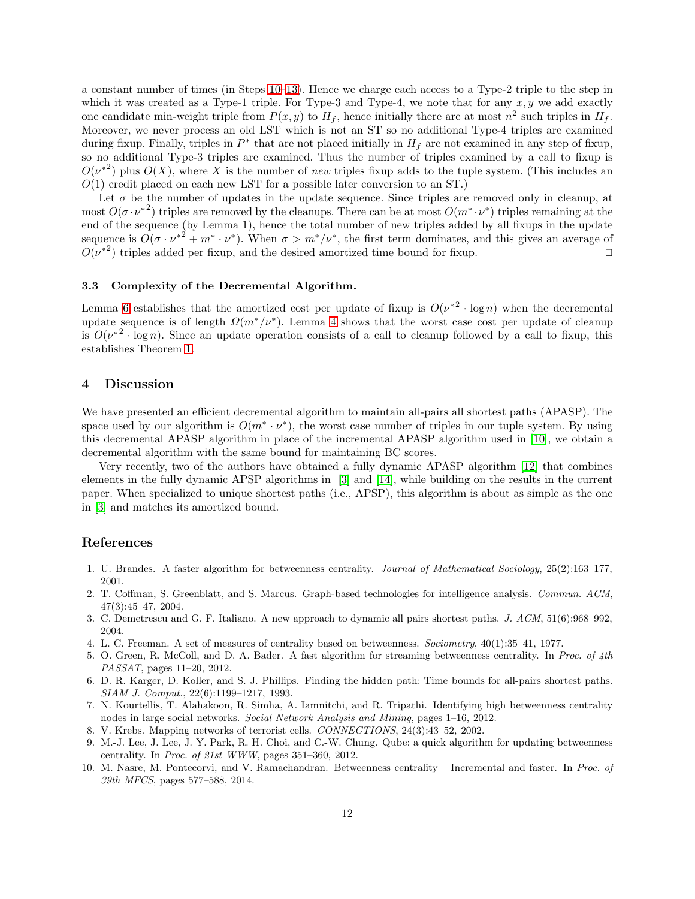a constant number of times (in Steps 10–13). Hence we charge each access to a Type-2 triple to the step in which it was created as a Type-1 triple. For Type-3 and Type-4, we note that for any $x, y$ we add exactly one candidate min-weight triple from $P(x, y)$ to $H_f$, hence initially there are at most $n^2$ such triples in $H_f$. Moreover, we never process an old LST which is not an ST so no additional Type-4 triples are examined during fixup. Finally, triples in $P^*$ that are not placed initially in $H_f$ are not examined in any step of fixup, so no additional Type-3 triples are examined. Thus the number of triples examined by a call to fixup is $O({\nu^*}^2)$ plus $O(X)$, where $X$ is the number of *new* triples fixup adds to the tuple system. (This includes an $O(1)$ credit placed on each new LST for a possible later conversion to an ST.)

Let $\sigma$ be the number of updates in the update sequence. Since triples are removed only in cleanup, at most $O(\sigma \cdot {\nu^*}^2)$ triples are removed by the cleanups. There can be at most $O(m^* \cdot \nu^*)$ triples remaining at the end of the sequence (by Lemma 1), hence the total number of new triples added by all fixups in the update sequence is $O(\sigma \cdot {\nu^*}^2 + m^* \cdot \nu^*)$. When $\sigma > m^*/\nu^*$, the first term dominates, and this gives an average of $O({\nu^*}^2)$ triples added per fixup, and the desired amortized time bound for fixup. ⊓⊔

### 3.3 Complexity of the Decremental Algorithm.

Lemma 6 establishes that the amortized cost per update of fixup is $O({\nu^*}^2 \cdot \log n)$ when the decremental update sequence is of length $\Omega(m^*/\nu^*)$. Lemma 4 shows that the worst case cost per update of cleanup is $O({\nu^*}^2 \cdot \log n)$. Since an update operation consists of a call to cleanup followed by a call to fixup, this establishes Theorem 1.

## 4 Discussion

We have presented an efficient decremental algorithm to maintain all-pairs all shortest paths (APASP). The space used by our algorithm is $O(m^* \cdot \nu^*)$, the worst case number of triples in our tuple system. By using this decremental APASP algorithm in place of the incremental APASP algorithm used in [10], we obtain a decremental algorithm with the same bound for maintaining BC scores.

Very recently, two of the authors have obtained a fully dynamic APASP algorithm [12] that combines elements in the fully dynamic APSP algorithms in [3] and [14], while building on the results in the current paper. When specialized to unique shortest paths (i.e., APSP), this algorithm is about as simple as the one in [3] and matches its amortized bound.

## References

1. U. Brandes. A faster algorithm for betweenness centrality. *Journal of Mathematical Sociology*, 25(2):163–177, 2001.
2. T. Coffman, S. Greenblatt, and S. Marcus. Graph-based technologies for intelligence analysis. *Commun. ACM*, 47(3):45–47, 2004.
3. C. Demetrescu and G. F. Italiano. A new approach to dynamic all pairs shortest paths. *J. ACM*, 51(6):968–992, 2004.
4. L. C. Freeman. A set of measures of centrality based on betweenness. *Sociometry*, 40(1):35–41, 1977.
5. O. Green, R. McColl, and D. A. Bader. A fast algorithm for streaming betweenness centrality. In *Proc. of 4th PASSAT*, pages 11–20, 2012.
6. D. R. Karger, D. Koller, and S. J. Phillips. Finding the hidden path: Time bounds for all-pairs shortest paths. *SIAM J. Comput.*, 22(6):1199–1217, 1993.
7. N. Kourtellis, T. Alahakoon, R. Simha, A. Iamnitchi, and R. Tripathi. Identifying high betweenness centrality nodes in large social networks. *Social Network Analysis and Mining*, pages 1–16, 2012.
8. V. Krebs. Mapping networks of terrorist cells. *CONNECTIONS*, 24(3):43–52, 2002.
9. M.-J. Lee, J. Lee, J. Y. Park, R. H. Choi, and C.-W. Chung. Qube: a quick algorithm for updating betweenness centrality. In *Proc. of 21st WWW*, pages 351–360, 2012.
10. M. Nasre, M. Pontecorvi, and V. Ramachandran. Betweenness centrality – Incremental and faster. In *Proc. of 39th MFCS*, pages 577–588, 2014.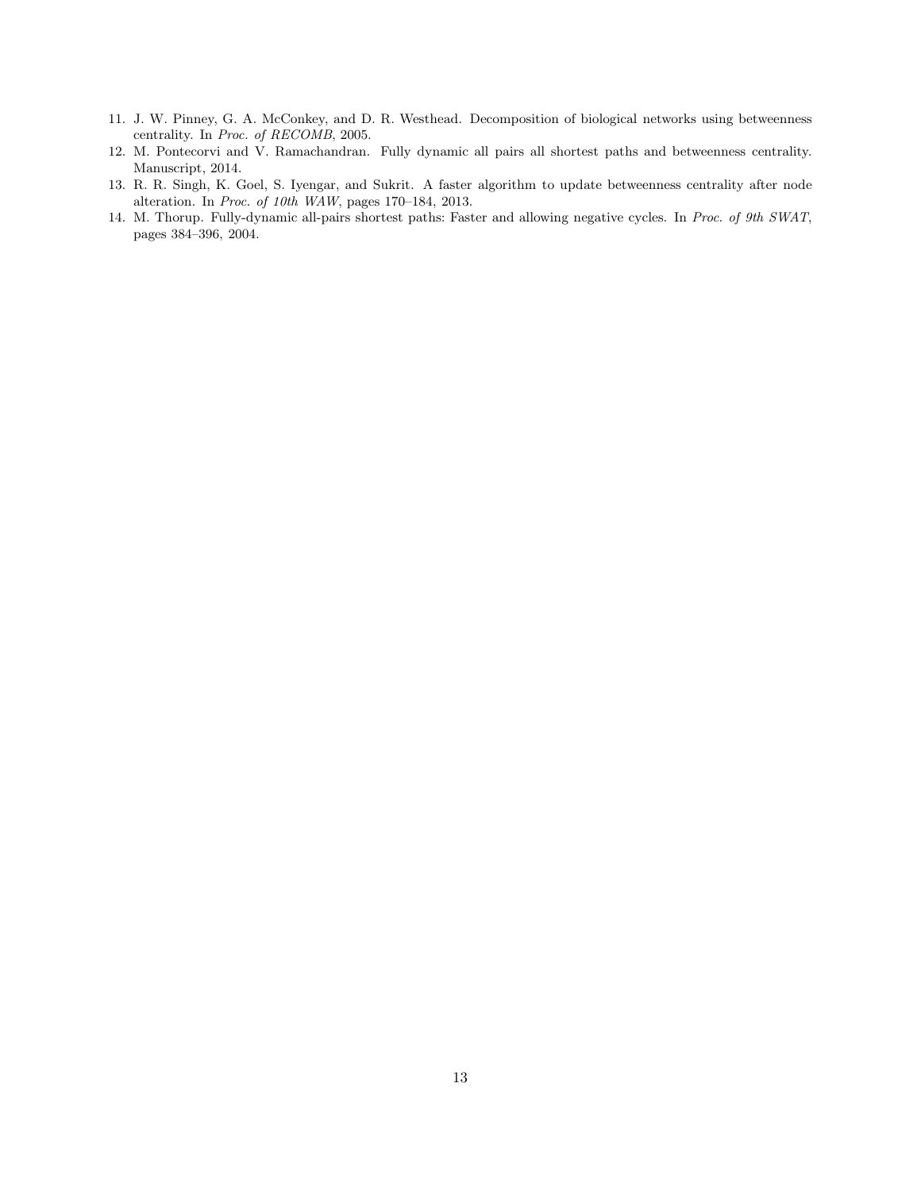11. J. W. Pinney, G. A. McConkey, and D. R. Westhead. Decomposition of biological networks using betweenness centrality. In *Proc. of RECOMB*, 2005.
12. M. Pontecorvi and V. Ramachandran. Fully dynamic all pairs all shortest paths and betweenness centrality. Manuscript, 2014.
13. R. R. Singh, K. Goel, S. Iyengar, and Sukrit. A faster algorithm to update betweenness centrality after node alteration. In *Proc. of 10th WAW*, pages 170–184, 2013.
14. M. Thorup. Fully-dynamic all-pairs shortest paths: Faster and allowing negative cycles. In *Proc. of 9th SWAT*, pages 384–396, 2004.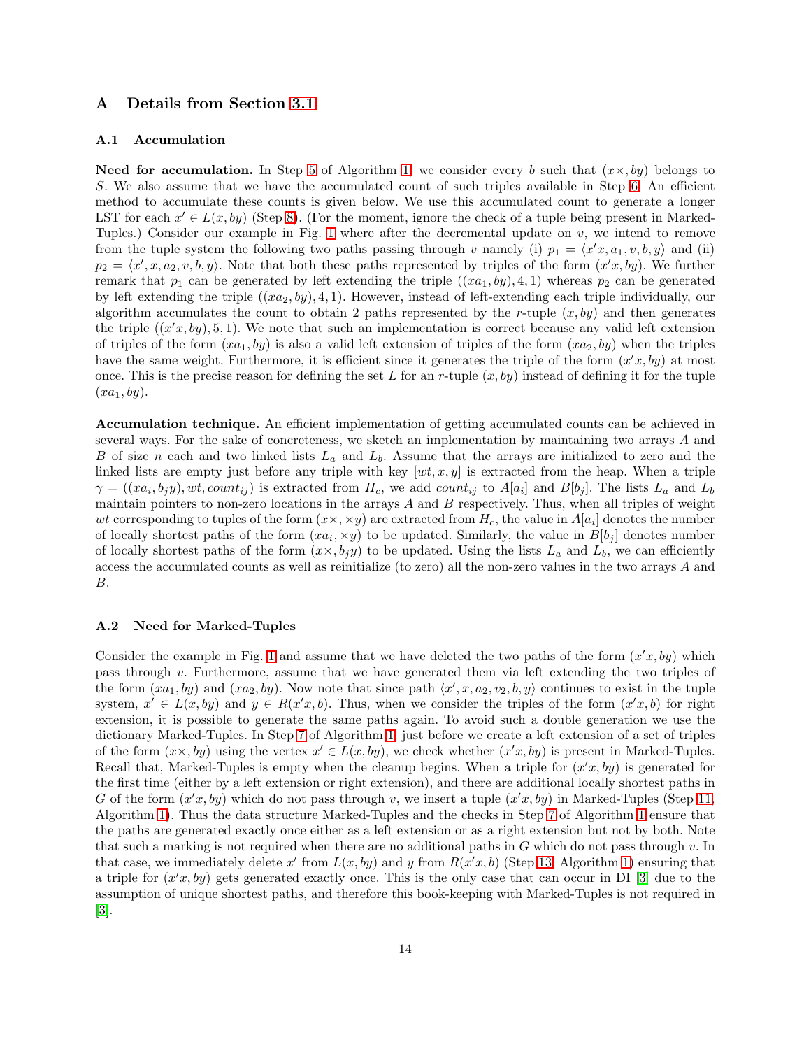# A Details from Section 3.1

## A.1 Accumulation

**Need for accumulation.** In Step 5 of Algorithm 1, we consider every $b$ such that $(x\times, by)$ belongs to $S$. We also assume that we have the accumulated count of such triples available in Step 6. An efficient method to accumulate these counts is given below. We use this accumulated count to generate a longer LST for each $x' \in L(x, by)$ (Step 8). (For the moment, ignore the check of a tuple being present in Marked-Tuples.) Consider our example in Fig. 1 where after the decremental update on $v$, we intend to remove from the tuple system the following two paths passing through $v$ namely (i) $p_1 = \langle x'x, a_1, v, b, y\rangle$ and (ii) $p_2 = \langle x', x, a_2, v, b, y\rangle$. Note that both these paths represented by triples of the form $(x'x, by)$. We further remark that $p_1$ can be generated by left extending the triple $((xa_1, by), 4, 1)$ whereas $p_2$ can be generated by left extending the triple $((xa_2, by), 4, 1)$. However, instead of left-extending each triple individually, our algorithm accumulates the count to obtain 2 paths represented by the $r$-tuple $(x, by)$ and then generates the triple $((x'x, by), 5, 1)$. We note that such an implementation is correct because any valid left extension of triples of the form $(xa_1, by)$ is also a valid left extension of triples of the form $(xa_2, by)$ when the triples have the same weight. Furthermore, it is efficient since it generates the triple of the form $(x'x, by)$ at most once. This is the precise reason for defining the set $L$ for an $r$-tuple $(x, by)$ instead of defining it for the tuple $(xa_1, by)$.

**Accumulation technique.** An efficient implementation of getting accumulated counts can be achieved in several ways. For the sake of concreteness, we sketch an implementation by maintaining two arrays $A$ and $B$ of size $n$ each and two linked lists $L_a$ and $L_b$. Assume that the arrays are initialized to zero and the linked lists are empty just before any triple with key $[wt, x, y]$ is extracted from the heap. When a triple $\gamma = ((xa_i, b_jy), wt, count_{ij})$ is extracted from $H_c$, we add $count_{ij}$ to $A[a_i]$ and $B[b_j]$. The lists $L_a$ and $L_b$ maintain pointers to non-zero locations in the arrays $A$ and $B$ respectively. Thus, when all triples of weight $wt$ corresponding to tuples of the form $(x\times, \times y)$ are extracted from $H_c$, the value in $A[a_i]$ denotes the number of locally shortest paths of the form $(xa_i, \times y)$ to be updated. Similarly, the value in $B[b_j]$ denotes number of locally shortest paths of the form $(x\times, b_jy)$ to be updated. Using the lists $L_a$ and $L_b$, we can efficiently access the accumulated counts as well as reinitialize (to zero) all the non-zero values in the two arrays $A$ and $B$.

## A.2 Need for Marked-Tuples

Consider the example in Fig. 1 and assume that we have deleted the two paths of the form $(x'x, by)$ which pass through $v$. Furthermore, assume that we have generated them via left extending the two triples of the form $(xa_1, by)$ and $(xa_2, by)$. Now note that since path $\langle x', x, a_2, v_2, b, y\rangle$ continues to exist in the tuple system, $x' \in L(x, by)$ and $y \in R(x'x, b)$. Thus, when we consider the triples of the form $(x'x, b)$ for right extension, it is possible to generate the same paths again. To avoid such a double generation we use the dictionary Marked-Tuples. In Step 7 of Algorithm 1, just before we create a left extension of a set of triples of the form $(x\times, by)$ using the vertex $x' \in L(x, by)$, we check whether $(x'x, by)$ is present in Marked-Tuples. Recall that, Marked-Tuples is empty when the cleanup begins. When a triple for $(x'x, by)$ is generated for the first time (either by a left extension or right extension), and there are additional locally shortest paths in $G$ of the form $(x'x, by)$ which do not pass through $v$, we insert a tuple $(x'x, by)$ in Marked-Tuples (Step 11, Algorithm 1). Thus the data structure Marked-Tuples and the checks in Step 7 of Algorithm 1 ensure that the paths are generated exactly once either as a left extension or as a right extension but not by both. Note that such a marking is not required when there are no additional paths in $G$ which do not pass through $v$. In that case, we immediately delete $x'$ from $L(x, by)$ and $y$ from $R(x'x, b)$ (Step 13, Algorithm 1) ensuring that a triple for $(x'x, by)$ gets generated exactly once. This is the only case that can occur in DI [3] due to the assumption of unique shortest paths, and therefore this book-keeping with Marked-Tuples is not required in [3].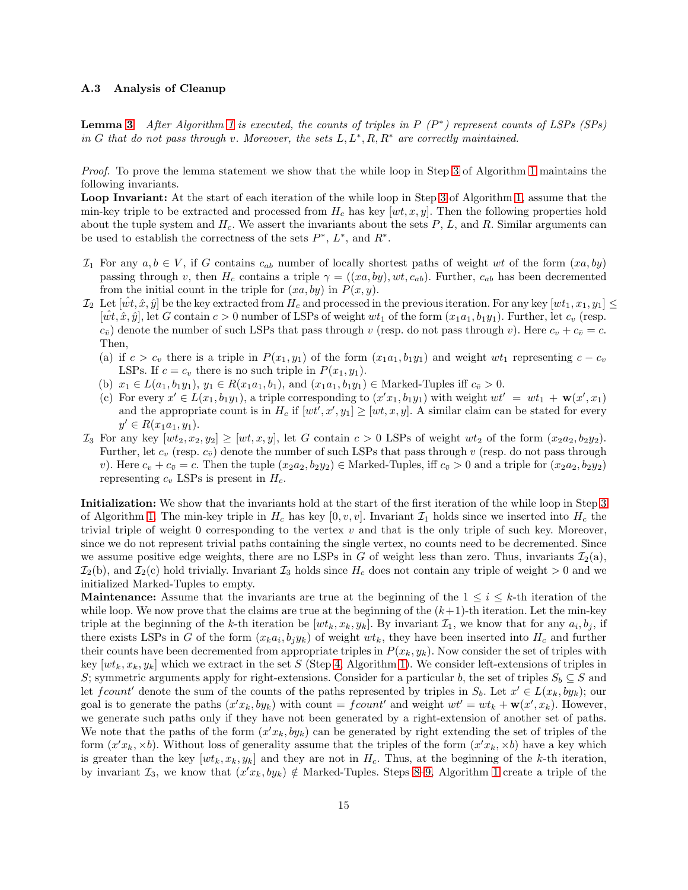### A.3 Analysis of Cleanup

**Lemma 3** *After Algorithm 1 is executed, the counts of triples in $P$ ($P^*$) represent counts of LSPs (SPs) in $G$ that do not pass through $v$. Moreover, the sets $L, L^*, R, R^*$ are correctly maintained.*

*Proof.* To prove the lemma statement we show that the while loop in Step 3 of Algorithm 1 maintains the following invariants.

**Loop Invariant:** At the start of each iteration of the while loop in Step 3 of Algorithm 1, assume that the min-key triple to be extracted and processed from $H_c$ has key $[wt, x, y]$. Then the following properties hold about the tuple system and $H_c$. We assert the invariants about the sets $P$, $L$, and $R$. Similar arguments can be used to establish the correctness of the sets $P^*$, $L^*$, and $R^*$.

- $\mathcal{I}_1$ For any $a, b \in V$, if $G$ contains $c_{ab}$ number of locally shortest paths of weight $wt$ of the form $(xa, by)$ passing through $v$, then $H_c$ contains a triple $\gamma = ((xa, by), wt, c_{ab})$. Further, $c_{ab}$ has been decremented from the initial count in the triple for $(xa, by)$ in $P(x, y)$.
- $\mathcal{I}_2$ Let $[\hat{wt}, \hat{x}, \hat{y}]$ be the key extracted from $H_c$ and processed in the previous iteration. For any key $[wt_1, x_1, y_1] \leq [\hat{wt}, \hat{x}, \hat{y}]$, let $G$ contain $c > 0$ number of LSPs of weight $wt_1$ of the form $(x_1a_1, b_1y_1)$. Further, let $c_v$ (resp. $c_{\bar{v}}$) denote the number of such LSPs that pass through $v$ (resp. do not pass through $v$). Here $c_v + c_{\bar{v}} = c$. Then,
  - (a) if $c > c_v$ there is a triple in $P(x_1, y_1)$ of the form $(x_1a_1, b_1y_1)$ and weight $wt_1$ representing $c - c_v$ LSPs. If $c = c_v$ there is no such triple in $P(x_1, y_1)$.
  - (b) $x_1 \in L(a_1, b_1y_1)$, $y_1 \in R(x_1a_1, b_1)$, and $(x_1a_1, b_1y_1) \in$ Marked-Tuples iff $c_{\bar{v}} > 0$.
  - (c) For every $x' \in L(x_1, b_1y_1)$, a triple corresponding to $(x'x_1, b_1y_1)$ with weight $wt' = wt_1 + \mathbf{w}(x', x_1)$ and the appropriate count is in $H_c$ if $[wt', x', y_1] \geq [wt, x, y]$. A similar claim can be stated for every $y' \in R(x_1a_1, y_1)$.
- $\mathcal{I}_3$ For any key $[wt_2, x_2, y_2] \geq [wt, x, y]$, let $G$ contain $c > 0$ LSPs of weight $wt_2$ of the form $(x_2a_2, b_2y_2)$. Further, let $c_v$ (resp. $c_{\bar{v}}$) denote the number of such LSPs that pass through $v$ (resp. do not pass through $v$). Here $c_v + c_{\bar{v}} = c$. Then the tuple $(x_2a_2, b_2y_2) \in$ Marked-Tuples, iff $c_{\bar{v}} > 0$ and a triple for $(x_2a_2, b_2y_2)$ representing $c_v$ LSPs is present in $H_c$.

**Initialization:** We show that the invariants hold at the start of the first iteration of the while loop in Step 3 of Algorithm 1. The min-key triple in $H_c$ has key $[0, v, v]$. Invariant $\mathcal{I}_1$ holds since we inserted into $H_c$ the trivial triple of weight 0 corresponding to the vertex $v$ and that is the only triple of such key. Moreover, since we do not represent trivial paths containing the single vertex, no counts need to be decremented. Since we assume positive edge weights, there are no LSPs in $G$ of weight less than zero. Thus, invariants $\mathcal{I}_2$(a), $\mathcal{I}_2$(b), and $\mathcal{I}_2$(c) hold trivially. Invariant $\mathcal{I}_3$ holds since $H_c$ does not contain any triple of weight $> 0$ and we initialized Marked-Tuples to empty.

**Maintenance:** Assume that the invariants are true at the beginning of the $1 \leq i \leq k$-th iteration of the while loop. We now prove that the claims are true at the beginning of the $(k+1)$-th iteration. Let the min-key triple at the beginning of the $k$-th iteration be $[wt_k, x_k, y_k]$. By invariant $\mathcal{I}_1$, we know that for any $a_i, b_j$, if there exists LSPs in $G$ of the form $(x_ka_i, b_jy_k)$ of weight $wt_k$, they have been inserted into $H_c$ and further their counts have been decremented from appropriate triples in $P(x_k, y_k)$. Now consider the set of triples with key $[wt_k, x_k, y_k]$ which we extract in the set $S$ (Step 4, Algorithm 1). We consider left-extensions of triples in $S$; symmetric arguments apply for right-extensions. Consider for a particular $b$, the set of triples $S_b \subseteq S$ and let $fcount'$ denote the sum of the counts of the paths represented by triples in $S_b$. Let $x' \in L(x_k, by_k)$; our goal is to generate the paths $(x'x_k, by_k)$ with count $= fcount'$ and weight $wt' = wt_k + \mathbf{w}(x', x_k)$. However, we generate such paths only if they have not been generated by a right-extension of another set of paths. We note that the paths of the form $(x'x_k, by_k)$ can be generated by right extending the set of triples of the form $(x'x_k, \times b)$. Without loss of generality assume that the triples of the form $(x'x_k, \times b)$ have a key which is greater than the key $[wt_k, x_k, y_k]$ and they are not in $H_c$. Thus, at the beginning of the $k$-th iteration, by invariant $\mathcal{I}_3$, we know that $(x'x_k, by_k) \notin$ Marked-Tuples. Steps 8–9, Algorithm 1 create a triple of the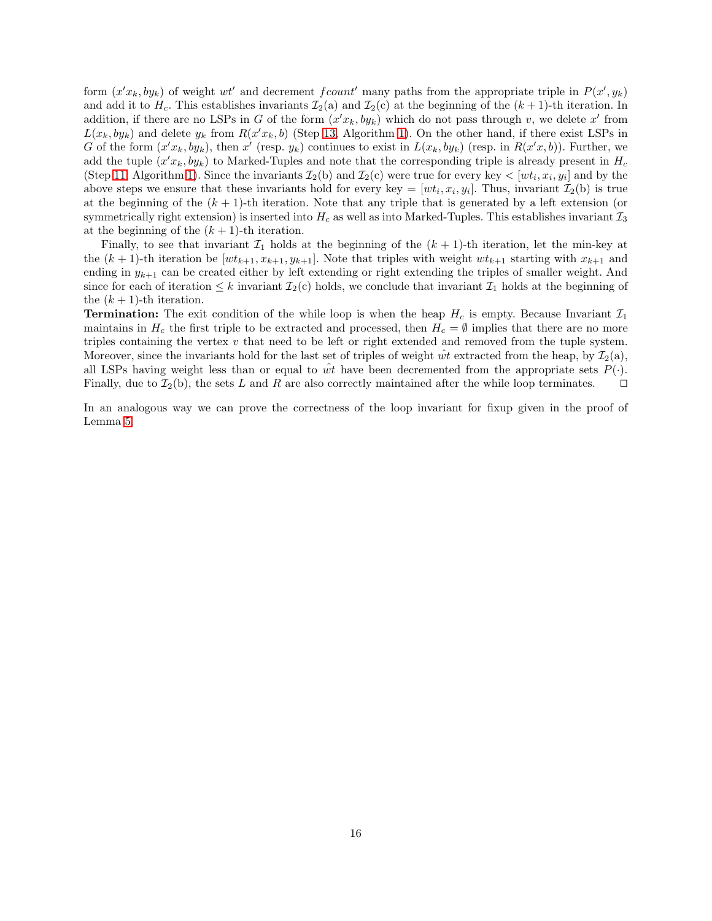form $(x'x_k, by_k)$ of weight $wt'$ and decrement $fcount'$ many paths from the appropriate triple in $P(x', y_k)$ and add it to $H_c$. This establishes invariants $\mathcal{I}_2$(a) and $\mathcal{I}_2$(c) at the beginning of the $(k+1)$-th iteration. In addition, if there are no LSPs in $G$ of the form $(x'x_k, by_k)$ which do not pass through $v$, we delete $x'$ from $L(x_k, by_k)$ and delete $y_k$ from $R(x'x_k, b)$ (Step 13, Algorithm 1). On the other hand, if there exist LSPs in $G$ of the form $(x'x_k, by_k)$, then $x'$ (resp. $y_k$) continues to exist in $L(x_k, by_k)$ (resp. in $R(x'x, b)$). Further, we add the tuple $(x'x_k, by_k)$ to Marked-Tuples and note that the corresponding triple is already present in $H_c$ (Step 11, Algorithm 1). Since the invariants $\mathcal{I}_2$(b) and $\mathcal{I}_2$(c) were true for every key $< [wt_i, x_i, y_i]$ and by the above steps we ensure that these invariants hold for every key $= [wt_i, x_i, y_i]$. Thus, invariant $\mathcal{I}_2$(b) is true at the beginning of the $(k+1)$-th iteration. Note that any triple that is generated by a left extension (or symmetrically right extension) is inserted into $H_c$ as well as into Marked-Tuples. This establishes invariant $\mathcal{I}_3$ at the beginning of the $(k+1)$-th iteration.

Finally, to see that invariant $\mathcal{I}_1$ holds at the beginning of the $(k+1)$-th iteration, let the min-key at the $(k+1)$-th iteration be $[wt_{k+1}, x_{k+1}, y_{k+1}]$. Note that triples with weight $wt_{k+1}$ starting with $x_{k+1}$ and ending in $y_{k+1}$ can be created either by left extending or right extending the triples of smaller weight. And since for each of iteration $\leq k$ invariant $\mathcal{I}_2$(c) holds, we conclude that invariant $\mathcal{I}_1$ holds at the beginning of the $(k+1)$-th iteration.

**Termination:** The exit condition of the while loop is when the heap $H_c$ is empty. Because Invariant $\mathcal{I}_1$ maintains in $H_c$ the first triple to be extracted and processed, then $H_c = \emptyset$ implies that there are no more triples containing the vertex $v$ that need to be left or right extended and removed from the tuple system. Moreover, since the invariants hold for the last set of triples of weight $\hat{wt}$ extracted from the heap, by $\mathcal{I}_2$(a), all LSPs having weight less than or equal to $\hat{wt}$ have been decremented from the appropriate sets $P(\cdot)$. Finally, due to $\mathcal{I}_2$(b), the sets $L$ and $R$ are also correctly maintained after the while loop terminates. $\square$

In an analogous way we can prove the correctness of the loop invariant for fixup given in the proof of Lemma 5.